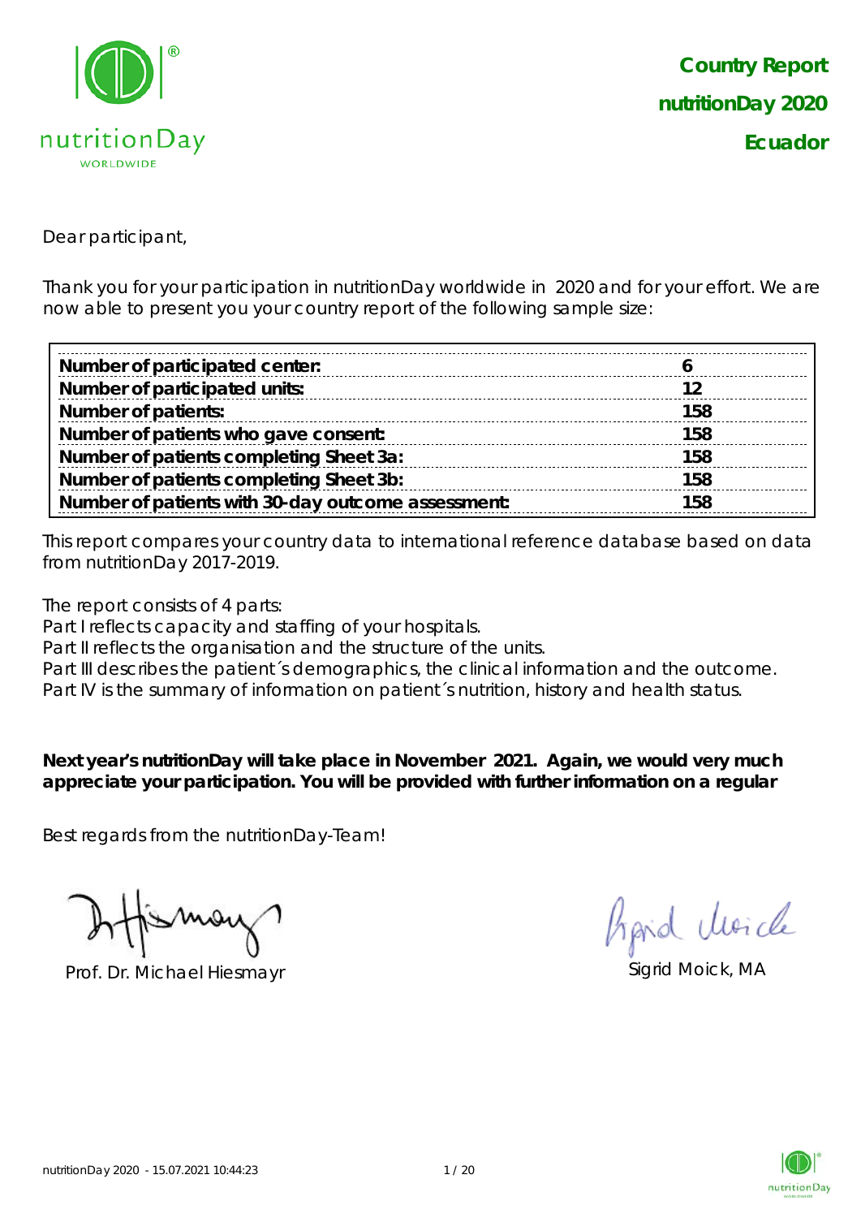**Country Report**

**nutritionDay 2020**

**Ecuador**

Dear participant,

Thank you for your participation in nutritionDay worldwide in 2020 and for your effort. We are now able to present you your country report of the following sample size:

| | |
|---|---|
| **Number of participated center:** | **6** |
| **Number of participated units:** | **12** |
| **Number of patients:** | **158** |
| **Number of patients who gave consent:** | **158** |
| **Number of patients completing Sheet 3a:** | **158** |
| **Number of patients completing Sheet 3b:** | **158** |
| **Number of patients with 30-day outcome assessment:** | **158** |

This report compares your country data to international reference database based on data from nutritionDay 2017-2019.

The report consists of 4 parts:
Part I reflects capacity and staffing of your hospitals.
Part II reflects the organisation and the structure of the units.
Part III describes the patient´s demographics, the clinical information and the outcome.
Part IV is the summary of information on patient´s nutrition, history and health status.

**Next year's nutritionDay will take place in November 2021. Again, we would very much appreciate your participation. You will be provided with further information on a regular**

Best regards from the nutritionDay-Team!

Prof. Dr. Michael Hiesmayr

Sigrid Moick, MA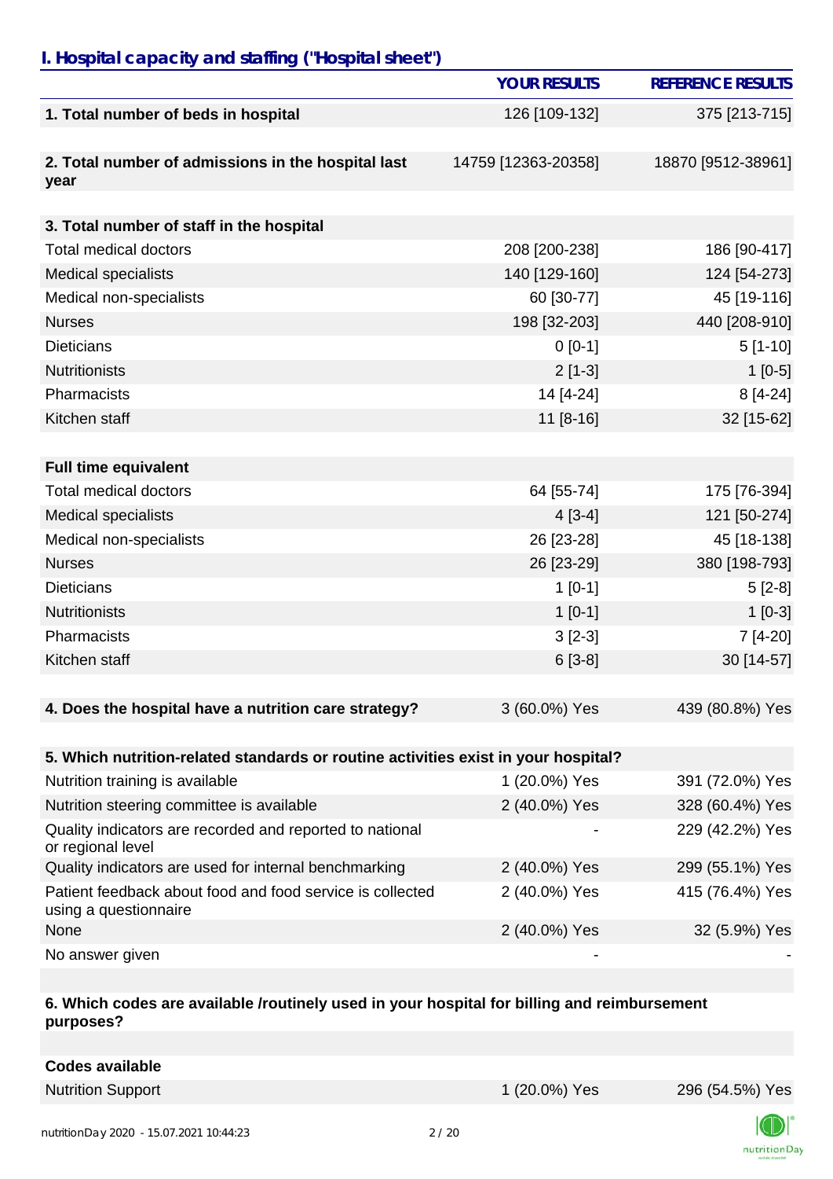## I. Hospital capacity and staffing ("Hospital sheet")

| | YOUR RESULTS | REFERENCE RESULTS |
|---|---|---|
| **1. Total number of beds in hospital** | 126 [109-132] | 375 [213-715] |
| **2. Total number of admissions in the hospital last year** | 14759 [12363-20358] | 18870 [9512-38961] |
| **3. Total number of staff in the hospital** | | |
| Total medical doctors | 208 [200-238] | 186 [90-417] |
| Medical specialists | 140 [129-160] | 124 [54-273] |
| Medical non-specialists | 60 [30-77] | 45 [19-116] |
| Nurses | 198 [32-203] | 440 [208-910] |
| Dieticians | 0 [0-1] | 5 [1-10] |
| Nutritionists | 2 [1-3] | 1 [0-5] |
| Pharmacists | 14 [4-24] | 8 [4-24] |
| Kitchen staff | 11 [8-16] | 32 [15-62] |
| **Full time equivalent** | | |
| Total medical doctors | 64 [55-74] | 175 [76-394] |
| Medical specialists | 4 [3-4] | 121 [50-274] |
| Medical non-specialists | 26 [23-28] | 45 [18-138] |
| Nurses | 26 [23-29] | 380 [198-793] |
| Dieticians | 1 [0-1] | 5 [2-8] |
| Nutritionists | 1 [0-1] | 1 [0-3] |
| Pharmacists | 3 [2-3] | 7 [4-20] |
| Kitchen staff | 6 [3-8] | 30 [14-57] |
| **4. Does the hospital have a nutrition care strategy?** | 3 (60.0%) Yes | 439 (80.8%) Yes |
| **5. Which nutrition-related standards or routine activities exist in your hospital?** | | |
| Nutrition training is available | 1 (20.0%) Yes | 391 (72.0%) Yes |
| Nutrition steering committee is available | 2 (40.0%) Yes | 328 (60.4%) Yes |
| Quality indicators are recorded and reported to national or regional level | - | 229 (42.2%) Yes |
| Quality indicators are used for internal benchmarking | 2 (40.0%) Yes | 299 (55.1%) Yes |
| Patient feedback about food and food service is collected using a questionnaire | 2 (40.0%) Yes | 415 (76.4%) Yes |
| None | 2 (40.0%) Yes | 32 (5.9%) Yes |
| No answer given | - | - |
| **6. Which codes are available /routinely used in your hospital for billing and reimbursement purposes?** | | |
| **Codes available** | | |
| Nutrition Support | 1 (20.0%) Yes | 296 (54.5%) Yes |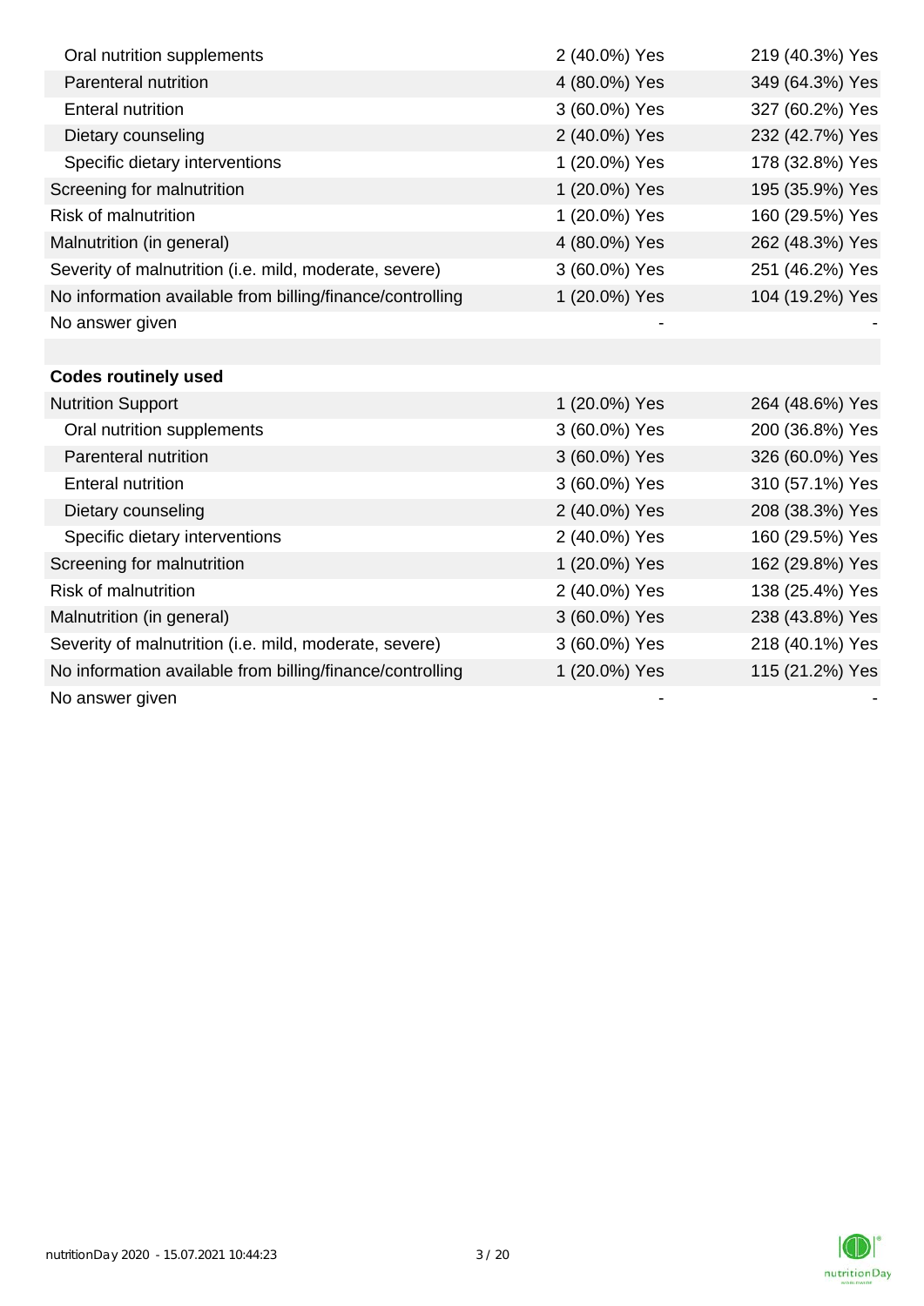| | | |
|---|---|---|
| Oral nutrition supplements | 2 (40.0%) Yes | 219 (40.3%) Yes |
| Parenteral nutrition | 4 (80.0%) Yes | 349 (64.3%) Yes |
| Enteral nutrition | 3 (60.0%) Yes | 327 (60.2%) Yes |
| Dietary counseling | 2 (40.0%) Yes | 232 (42.7%) Yes |
| Specific dietary interventions | 1 (20.0%) Yes | 178 (32.8%) Yes |
| Screening for malnutrition | 1 (20.0%) Yes | 195 (35.9%) Yes |
| Risk of malnutrition | 1 (20.0%) Yes | 160 (29.5%) Yes |
| Malnutrition (in general) | 4 (80.0%) Yes | 262 (48.3%) Yes |
| Severity of malnutrition (i.e. mild, moderate, severe) | 3 (60.0%) Yes | 251 (46.2%) Yes |
| No information available from billing/finance/controlling | 1 (20.0%) Yes | 104 (19.2%) Yes |
| No answer given | - | - |
| | | |
| **Codes routinely used** | | |
| Nutrition Support | 1 (20.0%) Yes | 264 (48.6%) Yes |
| Oral nutrition supplements | 3 (60.0%) Yes | 200 (36.8%) Yes |
| Parenteral nutrition | 3 (60.0%) Yes | 326 (60.0%) Yes |
| Enteral nutrition | 3 (60.0%) Yes | 310 (57.1%) Yes |
| Dietary counseling | 2 (40.0%) Yes | 208 (38.3%) Yes |
| Specific dietary interventions | 2 (40.0%) Yes | 160 (29.5%) Yes |
| Screening for malnutrition | 1 (20.0%) Yes | 162 (29.8%) Yes |
| Risk of malnutrition | 2 (40.0%) Yes | 138 (25.4%) Yes |
| Malnutrition (in general) | 3 (60.0%) Yes | 238 (43.8%) Yes |
| Severity of malnutrition (i.e. mild, moderate, severe) | 3 (60.0%) Yes | 218 (40.1%) Yes |
| No information available from billing/finance/controlling | 1 (20.0%) Yes | 115 (21.2%) Yes |
| No answer given | - | - |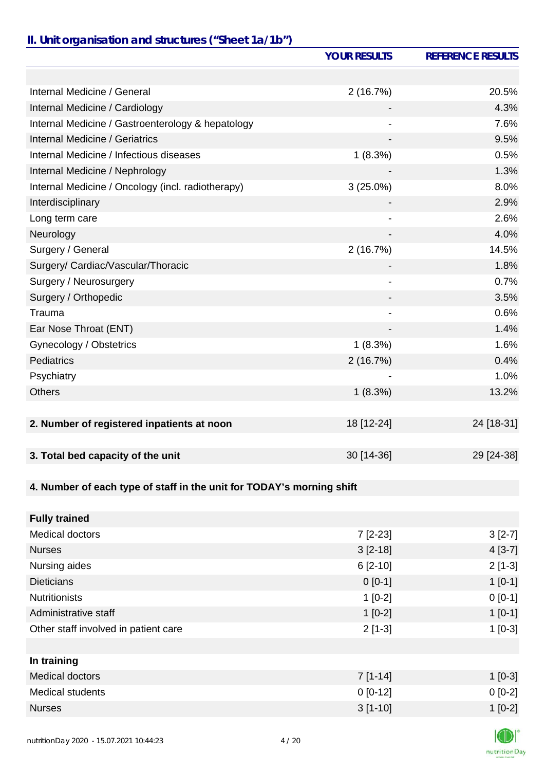## II. Unit organisation and structures ("Sheet 1a/1b")

| | YOUR RESULTS | REFERENCE RESULTS |
|---|---|---|
| | | |
| Internal Medicine / General | 2 (16.7%) | 20.5% |
| Internal Medicine / Cardiology | - | 4.3% |
| Internal Medicine / Gastroenterology & hepatology | - | 7.6% |
| Internal Medicine / Geriatrics | - | 9.5% |
| Internal Medicine / Infectious diseases | 1 (8.3%) | 0.5% |
| Internal Medicine / Nephrology | - | 1.3% |
| Internal Medicine / Oncology (incl. radiotherapy) | 3 (25.0%) | 8.0% |
| Interdisciplinary | - | 2.9% |
| Long term care | - | 2.6% |
| Neurology | - | 4.0% |
| Surgery / General | 2 (16.7%) | 14.5% |
| Surgery/ Cardiac/Vascular/Thoracic | - | 1.8% |
| Surgery / Neurosurgery | - | 0.7% |
| Surgery / Orthopedic | - | 3.5% |
| Trauma | - | 0.6% |
| Ear Nose Throat (ENT) | - | 1.4% |
| Gynecology / Obstetrics | 1 (8.3%) | 1.6% |
| Pediatrics | 2 (16.7%) | 0.4% |
| Psychiatry | - | 1.0% |
| Others | 1 (8.3%) | 13.2% |
| | | |
| **2. Number of registered inpatients at noon** | 18 [12-24] | 24 [18-31] |
| | | |
| **3. Total bed capacity of the unit** | 30 [14-36] | 29 [24-38] |
| | | |
| **4. Number of each type of staff in the unit for TODAY's morning shift** | | |
| | | |
| **Fully trained** | | |
| Medical doctors | 7 [2-23] | 3 [2-7] |
| Nurses | 3 [2-18] | 4 [3-7] |
| Nursing aides | 6 [2-10] | 2 [1-3] |
| Dieticians | 0 [0-1] | 1 [0-1] |
| Nutritionists | 1 [0-2] | 0 [0-1] |
| Administrative staff | 1 [0-2] | 1 [0-1] |
| Other staff involved in patient care | 2 [1-3] | 1 [0-3] |
| | | |
| **In training** | | |
| Medical doctors | 7 [1-14] | 1 [0-3] |
| Medical students | 0 [0-12] | 0 [0-2] |
| Nurses | 3 [1-10] | 1 [0-2] |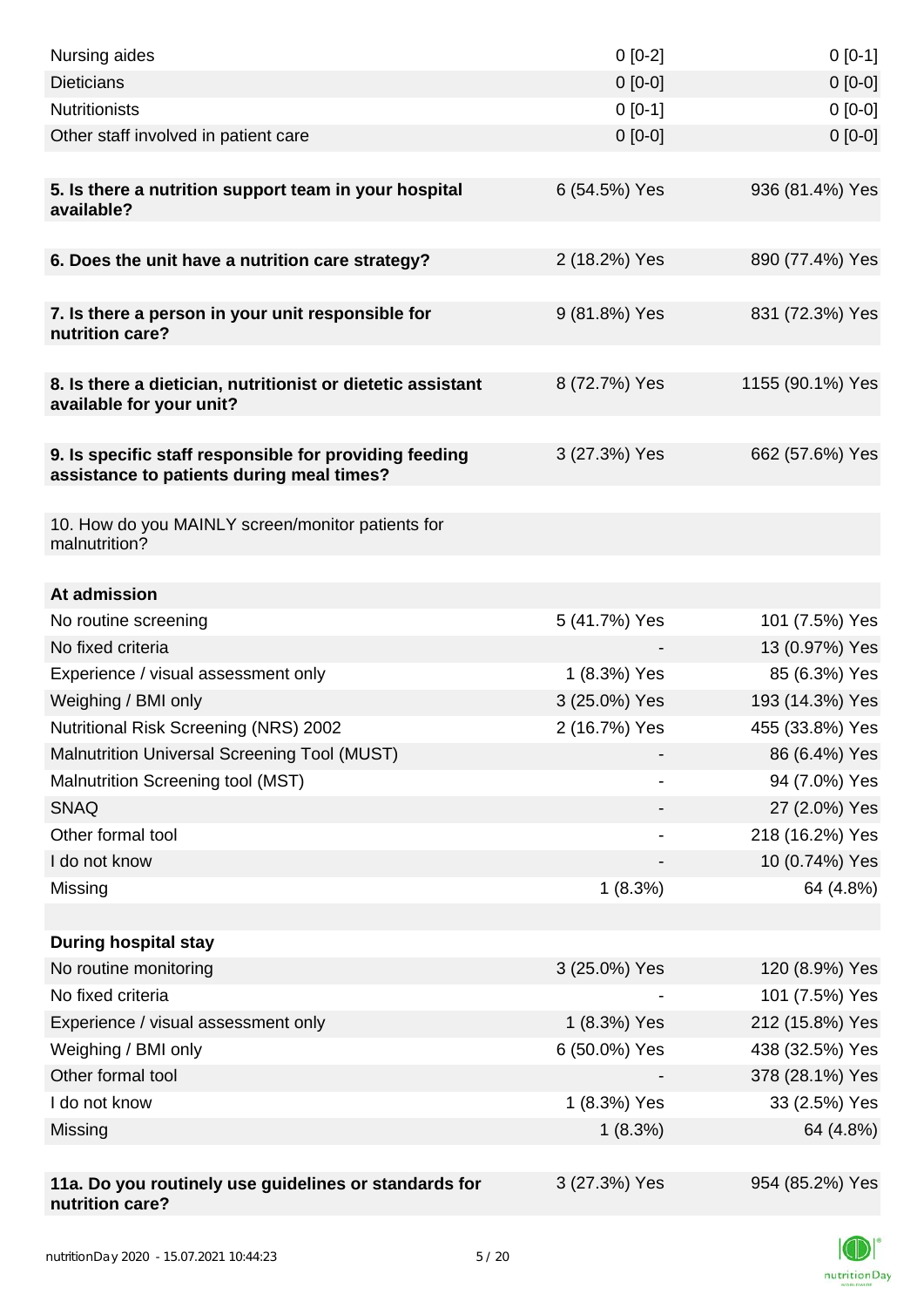| | | |
|---|---|---|
| Nursing aides | 0 [0-2] | 0 [0-1] |
| Dieticians | 0 [0-0] | 0 [0-0] |
| Nutritionists | 0 [0-1] | 0 [0-0] |
| Other staff involved in patient care | 0 [0-0] | 0 [0-0] |
| | | |
| **5. Is there a nutrition support team in your hospital available?** | 6 (54.5%) Yes | 936 (81.4%) Yes |
| | | |
| **6. Does the unit have a nutrition care strategy?** | 2 (18.2%) Yes | 890 (77.4%) Yes |
| | | |
| **7. Is there a person in your unit responsible for nutrition care?** | 9 (81.8%) Yes | 831 (72.3%) Yes |
| | | |
| **8. Is there a dietician, nutritionist or dietetic assistant available for your unit?** | 8 (72.7%) Yes | 1155 (90.1%) Yes |
| | | |
| **9. Is specific staff responsible for providing feeding assistance to patients during meal times?** | 3 (27.3%) Yes | 662 (57.6%) Yes |
| | | |
| 10. How do you MAINLY screen/monitor patients for malnutrition? | | |
| | | |
| **At admission** | | |
| No routine screening | 5 (41.7%) Yes | 101 (7.5%) Yes |
| No fixed criteria | - | 13 (0.97%) Yes |
| Experience / visual assessment only | 1 (8.3%) Yes | 85 (6.3%) Yes |
| Weighing / BMI only | 3 (25.0%) Yes | 193 (14.3%) Yes |
| Nutritional Risk Screening (NRS) 2002 | 2 (16.7%) Yes | 455 (33.8%) Yes |
| Malnutrition Universal Screening Tool (MUST) | - | 86 (6.4%) Yes |
| Malnutrition Screening tool (MST) | - | 94 (7.0%) Yes |
| SNAQ | - | 27 (2.0%) Yes |
| Other formal tool | - | 218 (16.2%) Yes |
| I do not know | - | 10 (0.74%) Yes |
| Missing | 1 (8.3%) | 64 (4.8%) |
| | | |
| **During hospital stay** | | |
| No routine monitoring | 3 (25.0%) Yes | 120 (8.9%) Yes |
| No fixed criteria | - | 101 (7.5%) Yes |
| Experience / visual assessment only | 1 (8.3%) Yes | 212 (15.8%) Yes |
| Weighing / BMI only | 6 (50.0%) Yes | 438 (32.5%) Yes |
| Other formal tool | - | 378 (28.1%) Yes |
| I do not know | 1 (8.3%) Yes | 33 (2.5%) Yes |
| Missing | 1 (8.3%) | 64 (4.8%) |
| | | |
| **11a. Do you routinely use guidelines or standards for nutrition care?** | 3 (27.3%) Yes | 954 (85.2%) Yes |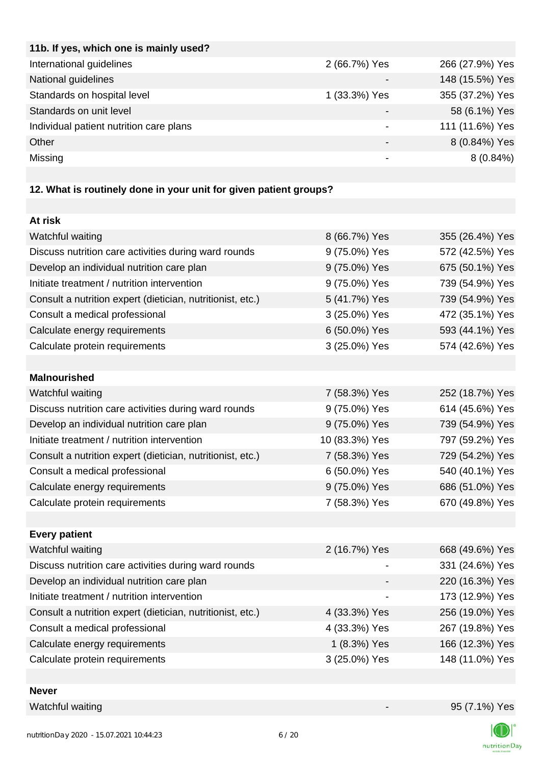| 11b. If yes, which one is mainly used? | | |
|---|---|---|
| International guidelines | 2 (66.7%) Yes | 266 (27.9%) Yes |
| National guidelines | - | 148 (15.5%) Yes |
| Standards on hospital level | 1 (33.3%) Yes | 355 (37.2%) Yes |
| Standards on unit level | - | 58 (6.1%) Yes |
| Individual patient nutrition care plans | - | 111 (11.6%) Yes |
| Other | - | 8 (0.84%) Yes |
| Missing | - | 8 (0.84%) |

**12. What is routinely done in your unit for given patient groups?**

| At risk | | |
|---|---|---|
| Watchful waiting | 8 (66.7%) Yes | 355 (26.4%) Yes |
| Discuss nutrition care activities during ward rounds | 9 (75.0%) Yes | 572 (42.5%) Yes |
| Develop an individual nutrition care plan | 9 (75.0%) Yes | 675 (50.1%) Yes |
| Initiate treatment / nutrition intervention | 9 (75.0%) Yes | 739 (54.9%) Yes |
| Consult a nutrition expert (dietician, nutritionist, etc.) | 5 (41.7%) Yes | 739 (54.9%) Yes |
| Consult a medical professional | 3 (25.0%) Yes | 472 (35.1%) Yes |
| Calculate energy requirements | 6 (50.0%) Yes | 593 (44.1%) Yes |
| Calculate protein requirements | 3 (25.0%) Yes | 574 (42.6%) Yes |

| Malnourished | | |
|---|---|---|
| Watchful waiting | 7 (58.3%) Yes | 252 (18.7%) Yes |
| Discuss nutrition care activities during ward rounds | 9 (75.0%) Yes | 614 (45.6%) Yes |
| Develop an individual nutrition care plan | 9 (75.0%) Yes | 739 (54.9%) Yes |
| Initiate treatment / nutrition intervention | 10 (83.3%) Yes | 797 (59.2%) Yes |
| Consult a nutrition expert (dietician, nutritionist, etc.) | 7 (58.3%) Yes | 729 (54.2%) Yes |
| Consult a medical professional | 6 (50.0%) Yes | 540 (40.1%) Yes |
| Calculate energy requirements | 9 (75.0%) Yes | 686 (51.0%) Yes |
| Calculate protein requirements | 7 (58.3%) Yes | 670 (49.8%) Yes |

| Every patient | | |
|---|---|---|
| Watchful waiting | 2 (16.7%) Yes | 668 (49.6%) Yes |
| Discuss nutrition care activities during ward rounds | - | 331 (24.6%) Yes |
| Develop an individual nutrition care plan | - | 220 (16.3%) Yes |
| Initiate treatment / nutrition intervention | - | 173 (12.9%) Yes |
| Consult a nutrition expert (dietician, nutritionist, etc.) | 4 (33.3%) Yes | 256 (19.0%) Yes |
| Consult a medical professional | 4 (33.3%) Yes | 267 (19.8%) Yes |
| Calculate energy requirements | 1 (8.3%) Yes | 166 (12.3%) Yes |
| Calculate protein requirements | 3 (25.0%) Yes | 148 (11.0%) Yes |

| Never | | |
|---|---|---|
| Watchful waiting | - | 95 (7.1%) Yes |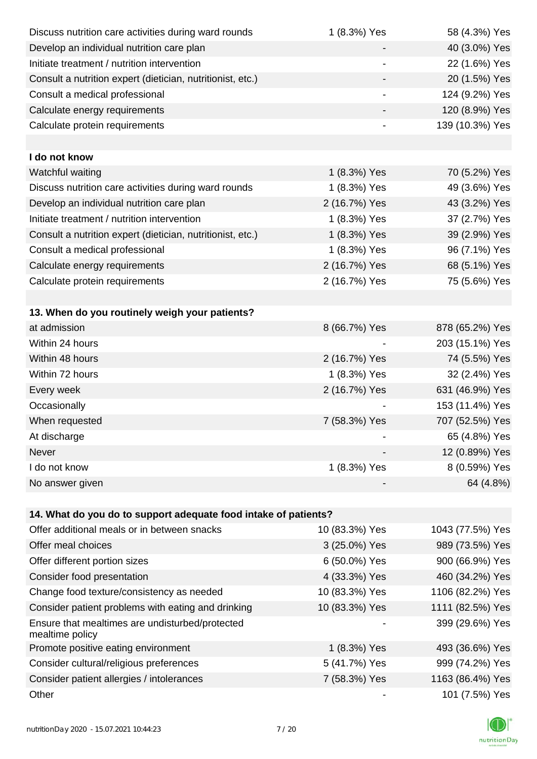| | | |
|---|---|---|
| Discuss nutrition care activities during ward rounds | 1 (8.3%) Yes | 58 (4.3%) Yes |
| Develop an individual nutrition care plan | - | 40 (3.0%) Yes |
| Initiate treatment / nutrition intervention | - | 22 (1.6%) Yes |
| Consult a nutrition expert (dietician, nutritionist, etc.) | - | 20 (1.5%) Yes |
| Consult a medical professional | - | 124 (9.2%) Yes |
| Calculate energy requirements | - | 120 (8.9%) Yes |
| Calculate protein requirements | - | 139 (10.3%) Yes |
| | | |
| **I do not know** | | |
| Watchful waiting | 1 (8.3%) Yes | 70 (5.2%) Yes |
| Discuss nutrition care activities during ward rounds | 1 (8.3%) Yes | 49 (3.6%) Yes |
| Develop an individual nutrition care plan | 2 (16.7%) Yes | 43 (3.2%) Yes |
| Initiate treatment / nutrition intervention | 1 (8.3%) Yes | 37 (2.7%) Yes |
| Consult a nutrition expert (dietician, nutritionist, etc.) | 1 (8.3%) Yes | 39 (2.9%) Yes |
| Consult a medical professional | 1 (8.3%) Yes | 96 (7.1%) Yes |
| Calculate energy requirements | 2 (16.7%) Yes | 68 (5.1%) Yes |
| Calculate protein requirements | 2 (16.7%) Yes | 75 (5.6%) Yes |

| **13. When do you routinely weigh your patients?** | | |
|---|---|---|
| at admission | 8 (66.7%) Yes | 878 (65.2%) Yes |
| Within 24 hours | - | 203 (15.1%) Yes |
| Within 48 hours | 2 (16.7%) Yes | 74 (5.5%) Yes |
| Within 72 hours | 1 (8.3%) Yes | 32 (2.4%) Yes |
| Every week | 2 (16.7%) Yes | 631 (46.9%) Yes |
| Occasionally | - | 153 (11.4%) Yes |
| When requested | 7 (58.3%) Yes | 707 (52.5%) Yes |
| At discharge | - | 65 (4.8%) Yes |
| Never | - | 12 (0.89%) Yes |
| I do not know | 1 (8.3%) Yes | 8 (0.59%) Yes |
| No answer given | - | 64 (4.8%) |

| **14. What do you do to support adequate food intake of patients?** | | |
|---|---|---|
| Offer additional meals or in between snacks | 10 (83.3%) Yes | 1043 (77.5%) Yes |
| Offer meal choices | 3 (25.0%) Yes | 989 (73.5%) Yes |
| Offer different portion sizes | 6 (50.0%) Yes | 900 (66.9%) Yes |
| Consider food presentation | 4 (33.3%) Yes | 460 (34.2%) Yes |
| Change food texture/consistency as needed | 10 (83.3%) Yes | 1106 (82.2%) Yes |
| Consider patient problems with eating and drinking | 10 (83.3%) Yes | 1111 (82.5%) Yes |
| Ensure that mealtimes are undisturbed/protected mealtime policy | - | 399 (29.6%) Yes |
| Promote positive eating environment | 1 (8.3%) Yes | 493 (36.6%) Yes |
| Consider cultural/religious preferences | 5 (41.7%) Yes | 999 (74.2%) Yes |
| Consider patient allergies / intolerances | 7 (58.3%) Yes | 1163 (86.4%) Yes |
| Other | - | 101 (7.5%) Yes |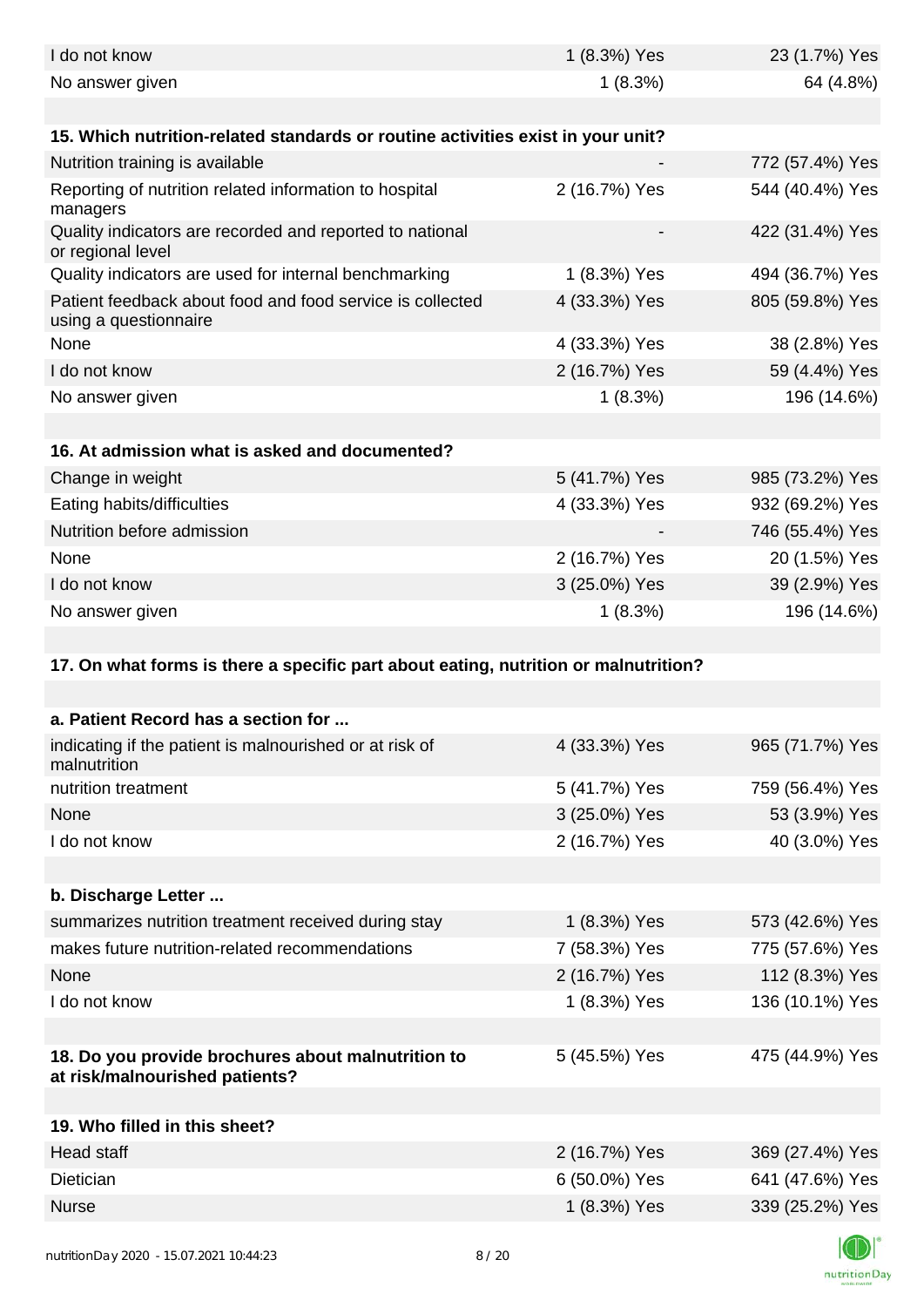| | | |
|---|---|---|
| I do not know | 1 (8.3%) Yes | 23 (1.7%) Yes |
| No answer given | 1 (8.3%) | 64 (4.8%) |
| | | |
| **15. Which nutrition-related standards or routine activities exist in your unit?** | | |
| Nutrition training is available | - | 772 (57.4%) Yes |
| Reporting of nutrition related information to hospital managers | 2 (16.7%) Yes | 544 (40.4%) Yes |
| Quality indicators are recorded and reported to national or regional level | - | 422 (31.4%) Yes |
| Quality indicators are used for internal benchmarking | 1 (8.3%) Yes | 494 (36.7%) Yes |
| Patient feedback about food and food service is collected using a questionnaire | 4 (33.3%) Yes | 805 (59.8%) Yes |
| None | 4 (33.3%) Yes | 38 (2.8%) Yes |
| I do not know | 2 (16.7%) Yes | 59 (4.4%) Yes |
| No answer given | 1 (8.3%) | 196 (14.6%) |
| | | |
| **16. At admission what is asked and documented?** | | |
| Change in weight | 5 (41.7%) Yes | 985 (73.2%) Yes |
| Eating habits/difficulties | 4 (33.3%) Yes | 932 (69.2%) Yes |
| Nutrition before admission | - | 746 (55.4%) Yes |
| None | 2 (16.7%) Yes | 20 (1.5%) Yes |
| I do not know | 3 (25.0%) Yes | 39 (2.9%) Yes |
| No answer given | 1 (8.3%) | 196 (14.6%) |
| | | |
| **17. On what forms is there a specific part about eating, nutrition or malnutrition?** | | |
| | | |
| **a. Patient Record has a section for ...** | | |
| indicating if the patient is malnourished or at risk of malnutrition | 4 (33.3%) Yes | 965 (71.7%) Yes |
| nutrition treatment | 5 (41.7%) Yes | 759 (56.4%) Yes |
| None | 3 (25.0%) Yes | 53 (3.9%) Yes |
| I do not know | 2 (16.7%) Yes | 40 (3.0%) Yes |
| | | |
| **b. Discharge Letter ...** | | |
| summarizes nutrition treatment received during stay | 1 (8.3%) Yes | 573 (42.6%) Yes |
| makes future nutrition-related recommendations | 7 (58.3%) Yes | 775 (57.6%) Yes |
| None | 2 (16.7%) Yes | 112 (8.3%) Yes |
| I do not know | 1 (8.3%) Yes | 136 (10.1%) Yes |
| | | |
| **18. Do you provide brochures about malnutrition to at risk/malnourished patients?** | 5 (45.5%) Yes | 475 (44.9%) Yes |
| | | |
| **19. Who filled in this sheet?** | | |
| Head staff | 2 (16.7%) Yes | 369 (27.4%) Yes |
| Dietician | 6 (50.0%) Yes | 641 (47.6%) Yes |
| Nurse | 1 (8.3%) Yes | 339 (25.2%) Yes |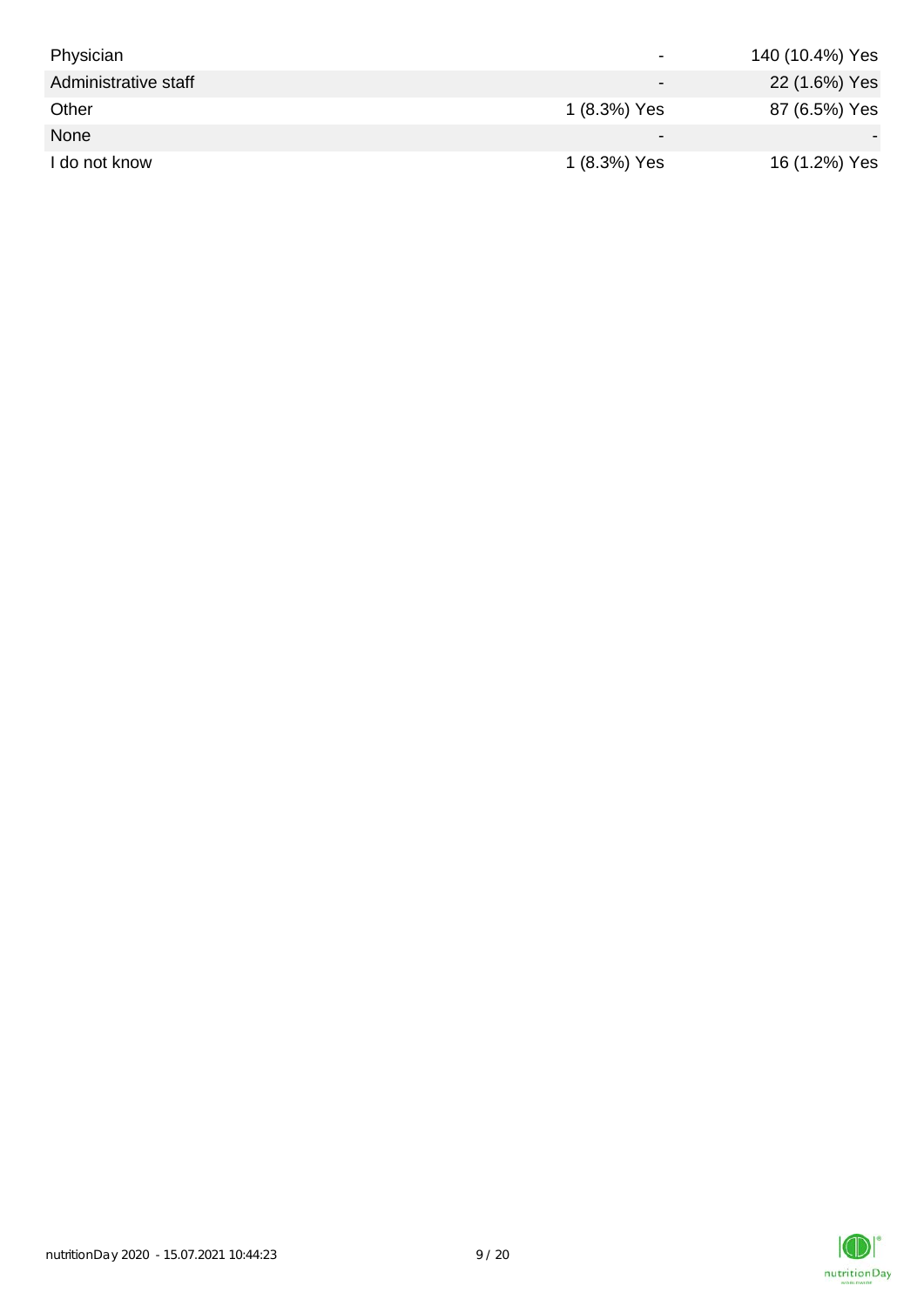| | | |
|---|---|---|
| Physician | - | 140 (10.4%) Yes |
| Administrative staff | - | 22 (1.6%) Yes |
| Other | 1 (8.3%) Yes | 87 (6.5%) Yes |
| None | - | - |
| I do not know | 1 (8.3%) Yes | 16 (1.2%) Yes |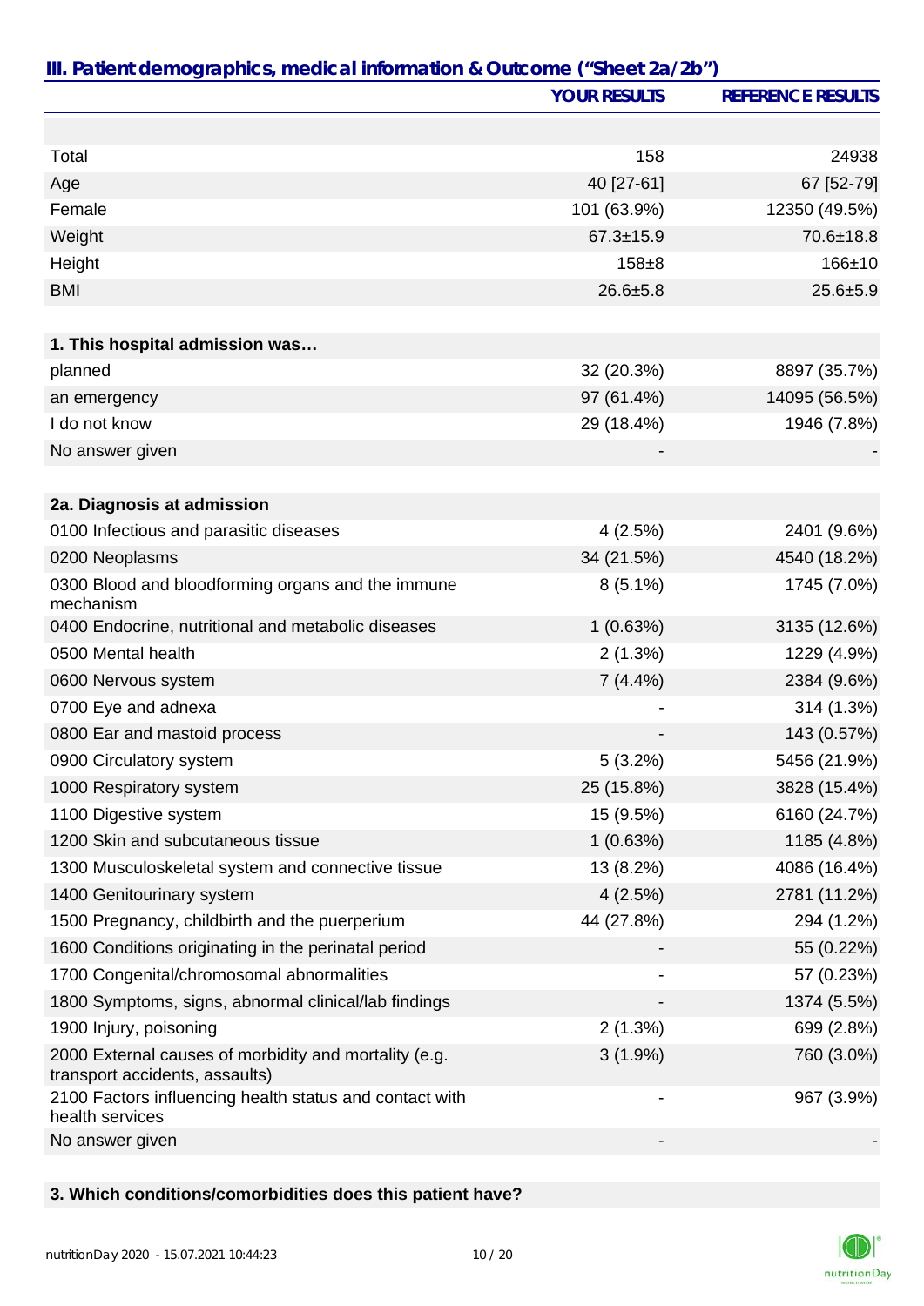## III. Patient demographics, medical information & Outcome ("Sheet 2a/2b")

| | YOUR RESULTS | REFERENCE RESULTS |
|---|---|---|
| | | |
| Total | 158 | 24938 |
| Age | 40 [27-61] | 67 [52-79] |
| Female | 101 (63.9%) | 12350 (49.5%) |
| Weight | 67.3±15.9 | 70.6±18.8 |
| Height | 158±8 | 166±10 |
| BMI | 26.6±5.8 | 25.6±5.9 |
| | | |
| **1. This hospital admission was…** | | |
| planned | 32 (20.3%) | 8897 (35.7%) |
| an emergency | 97 (61.4%) | 14095 (56.5%) |
| I do not know | 29 (18.4%) | 1946 (7.8%) |
| No answer given | - | - |
| | | |
| **2a. Diagnosis at admission** | | |
| 0100 Infectious and parasitic diseases | 4 (2.5%) | 2401 (9.6%) |
| 0200 Neoplasms | 34 (21.5%) | 4540 (18.2%) |
| 0300 Blood and bloodforming organs and the immune mechanism | 8 (5.1%) | 1745 (7.0%) |
| 0400 Endocrine, nutritional and metabolic diseases | 1 (0.63%) | 3135 (12.6%) |
| 0500 Mental health | 2 (1.3%) | 1229 (4.9%) |
| 0600 Nervous system | 7 (4.4%) | 2384 (9.6%) |
| 0700 Eye and adnexa | - | 314 (1.3%) |
| 0800 Ear and mastoid process | - | 143 (0.57%) |
| 0900 Circulatory system | 5 (3.2%) | 5456 (21.9%) |
| 1000 Respiratory system | 25 (15.8%) | 3828 (15.4%) |
| 1100 Digestive system | 15 (9.5%) | 6160 (24.7%) |
| 1200 Skin and subcutaneous tissue | 1 (0.63%) | 1185 (4.8%) |
| 1300 Musculoskeletal system and connective tissue | 13 (8.2%) | 4086 (16.4%) |
| 1400 Genitourinary system | 4 (2.5%) | 2781 (11.2%) |
| 1500 Pregnancy, childbirth and the puerperium | 44 (27.8%) | 294 (1.2%) |
| 1600 Conditions originating in the perinatal period | - | 55 (0.22%) |
| 1700 Congenital/chromosomal abnormalities | - | 57 (0.23%) |
| 1800 Symptoms, signs, abnormal clinical/lab findings | - | 1374 (5.5%) |
| 1900 Injury, poisoning | 2 (1.3%) | 699 (2.8%) |
| 2000 External causes of morbidity and mortality (e.g. transport accidents, assaults) | 3 (1.9%) | 760 (3.0%) |
| 2100 Factors influencing health status and contact with health services | - | 967 (3.9%) |
| No answer given | - | - |

**3. Which conditions/comorbidities does this patient have?**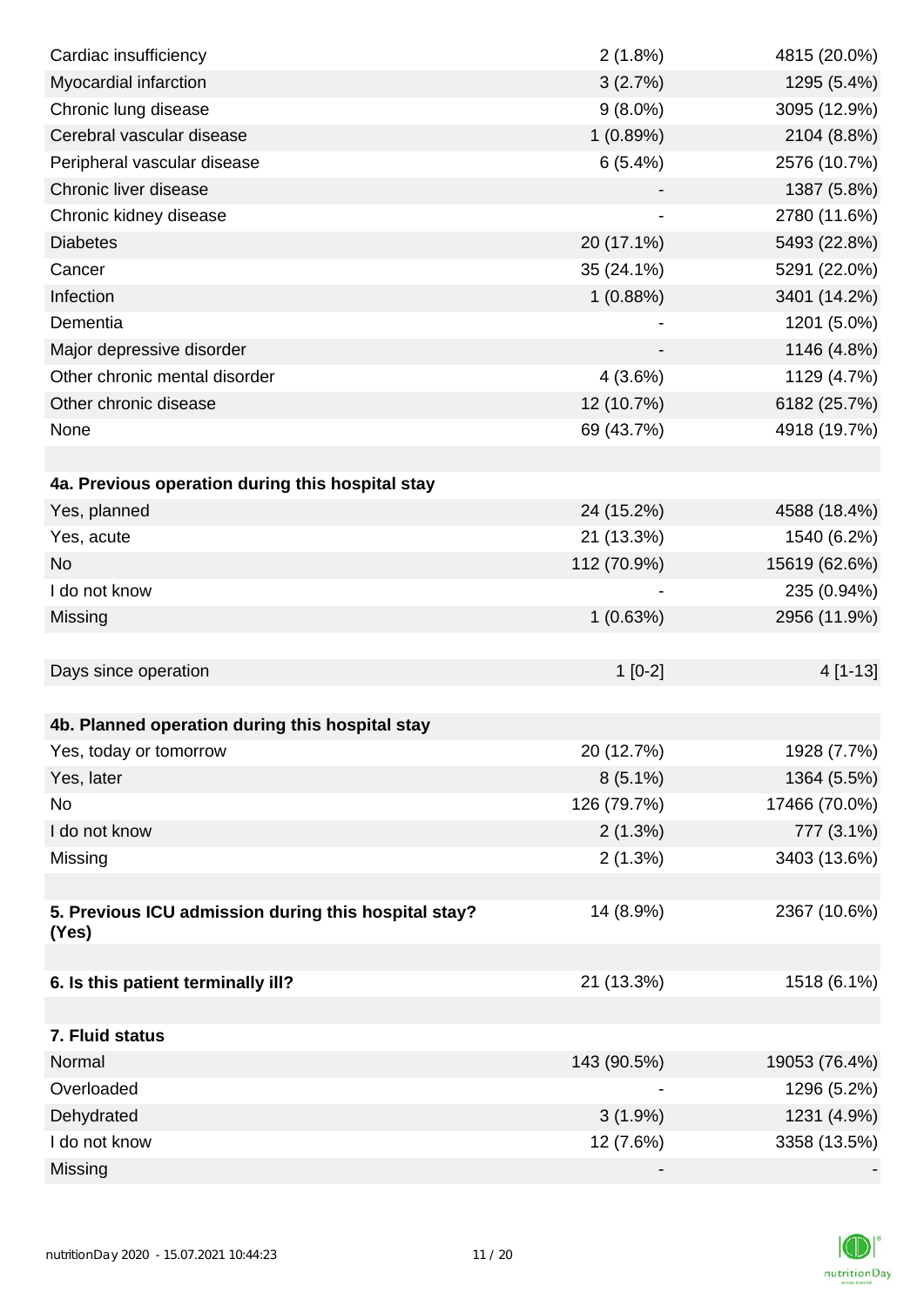| | | |
|---|---|---|
| Cardiac insufficiency | 2 (1.8%) | 4815 (20.0%) |
| Myocardial infarction | 3 (2.7%) | 1295 (5.4%) |
| Chronic lung disease | 9 (8.0%) | 3095 (12.9%) |
| Cerebral vascular disease | 1 (0.89%) | 2104 (8.8%) |
| Peripheral vascular disease | 6 (5.4%) | 2576 (10.7%) |
| Chronic liver disease | - | 1387 (5.8%) |
| Chronic kidney disease | - | 2780 (11.6%) |
| Diabetes | 20 (17.1%) | 5493 (22.8%) |
| Cancer | 35 (24.1%) | 5291 (22.0%) |
| Infection | 1 (0.88%) | 3401 (14.2%) |
| Dementia | - | 1201 (5.0%) |
| Major depressive disorder | - | 1146 (4.8%) |
| Other chronic mental disorder | 4 (3.6%) | 1129 (4.7%) |
| Other chronic disease | 12 (10.7%) | 6182 (25.7%) |
| None | 69 (43.7%) | 4918 (19.7%) |
| | | |
| **4a. Previous operation during this hospital stay** | | |
| Yes, planned | 24 (15.2%) | 4588 (18.4%) |
| Yes, acute | 21 (13.3%) | 1540 (6.2%) |
| No | 112 (70.9%) | 15619 (62.6%) |
| I do not know | - | 235 (0.94%) |
| Missing | 1 (0.63%) | 2956 (11.9%) |
| | | |
| Days since operation | 1 [0-2] | 4 [1-13] |
| | | |
| **4b. Planned operation during this hospital stay** | | |
| Yes, today or tomorrow | 20 (12.7%) | 1928 (7.7%) |
| Yes, later | 8 (5.1%) | 1364 (5.5%) |
| No | 126 (79.7%) | 17466 (70.0%) |
| I do not know | 2 (1.3%) | 777 (3.1%) |
| Missing | 2 (1.3%) | 3403 (13.6%) |
| | | |
| **5. Previous ICU admission during this hospital stay? (Yes)** | 14 (8.9%) | 2367 (10.6%) |
| | | |
| **6. Is this patient terminally ill?** | 21 (13.3%) | 1518 (6.1%) |
| | | |
| **7. Fluid status** | | |
| Normal | 143 (90.5%) | 19053 (76.4%) |
| Overloaded | - | 1296 (5.2%) |
| Dehydrated | 3 (1.9%) | 1231 (4.9%) |
| I do not know | 12 (7.6%) | 3358 (13.5%) |
| Missing | - | - |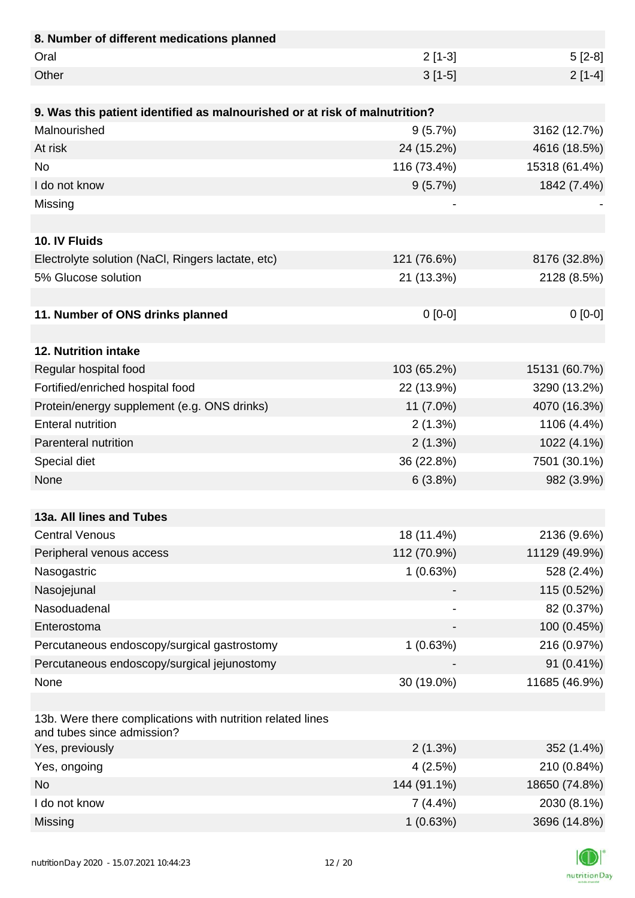| 8. Number of different medications planned | | |
|---|---|---|
| Oral | 2 [1-3] | 5 [2-8] |
| Other | 3 [1-5] | 2 [1-4] |

| 9. Was this patient identified as malnourished or at risk of malnutrition? | | |
|---|---|---|
| Malnourished | 9 (5.7%) | 3162 (12.7%) |
| At risk | 24 (15.2%) | 4616 (18.5%) |
| No | 116 (73.4%) | 15318 (61.4%) |
| I do not know | 9 (5.7%) | 1842 (7.4%) |
| Missing | - | - |

| 10. IV Fluids | | |
|---|---|---|
| Electrolyte solution (NaCl, Ringers lactate, etc) | 121 (76.6%) | 8176 (32.8%) |
| 5% Glucose solution | 21 (13.3%) | 2128 (8.5%) |

| 11. Number of ONS drinks planned | 0 [0-0] | 0 [0-0] |
|---|---|---|

| 12. Nutrition intake | | |
|---|---|---|
| Regular hospital food | 103 (65.2%) | 15131 (60.7%) |
| Fortified/enriched hospital food | 22 (13.9%) | 3290 (13.2%) |
| Protein/energy supplement (e.g. ONS drinks) | 11 (7.0%) | 4070 (16.3%) |
| Enteral nutrition | 2 (1.3%) | 1106 (4.4%) |
| Parenteral nutrition | 2 (1.3%) | 1022 (4.1%) |
| Special diet | 36 (22.8%) | 7501 (30.1%) |
| None | 6 (3.8%) | 982 (3.9%) |

| 13a. All lines and Tubes | | |
|---|---|---|
| Central Venous | 18 (11.4%) | 2136 (9.6%) |
| Peripheral venous access | 112 (70.9%) | 11129 (49.9%) |
| Nasogastric | 1 (0.63%) | 528 (2.4%) |
| Nasojejunal | - | 115 (0.52%) |
| Nasoduadenal | - | 82 (0.37%) |
| Enterostoma | - | 100 (0.45%) |
| Percutaneous endoscopy/surgical gastrostomy | 1 (0.63%) | 216 (0.97%) |
| Percutaneous endoscopy/surgical jejunostomy | - | 91 (0.41%) |
| None | 30 (19.0%) | 11685 (46.9%) |

| 13b. Were there complications with nutrition related lines and tubes since admission? | | |
|---|---|---|
| Yes, previously | 2 (1.3%) | 352 (1.4%) |
| Yes, ongoing | 4 (2.5%) | 210 (0.84%) |
| No | 144 (91.1%) | 18650 (74.8%) |
| I do not know | 7 (4.4%) | 2030 (8.1%) |
| Missing | 1 (0.63%) | 3696 (14.8%) |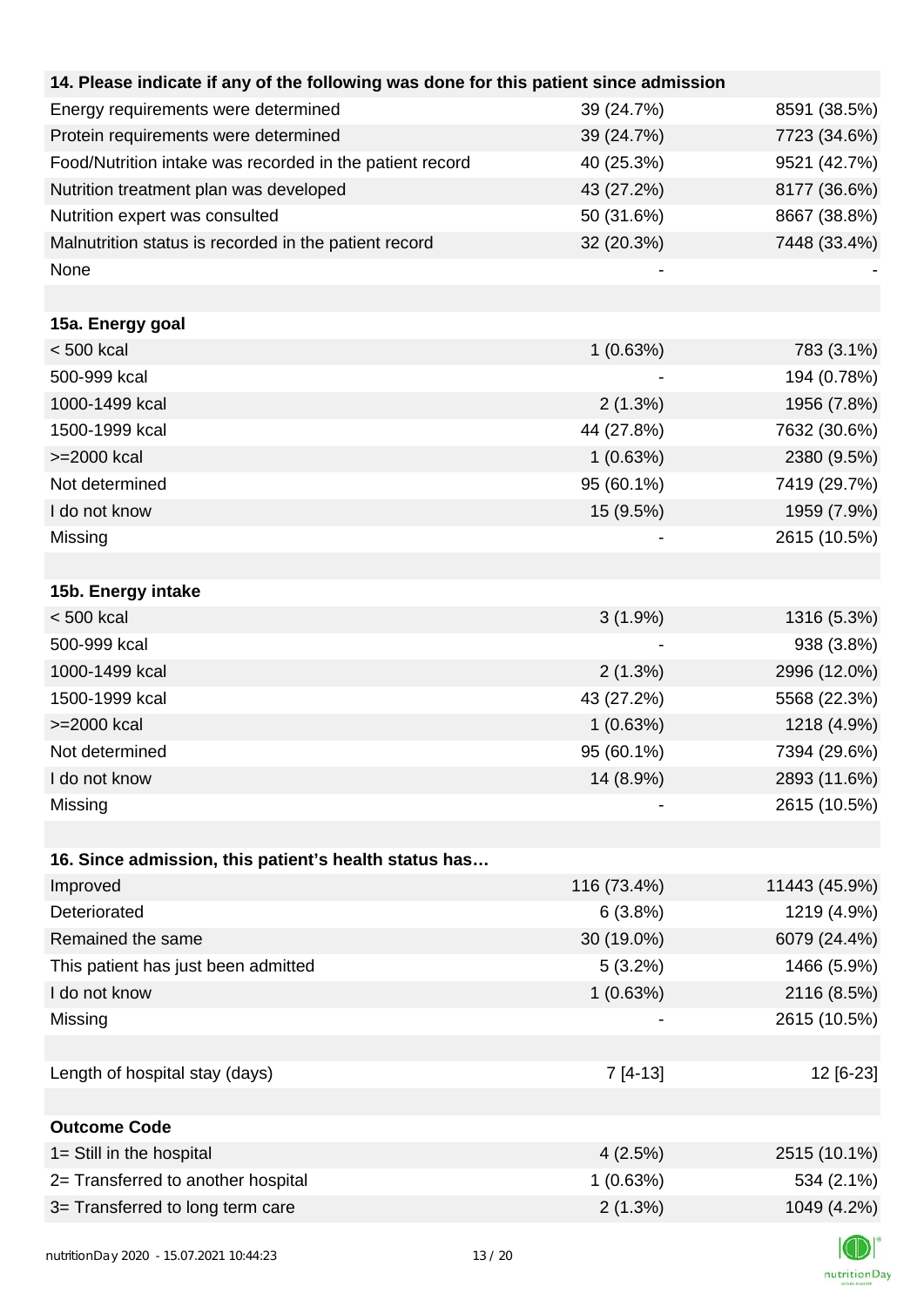| 14. Please indicate if any of the following was done for this patient since admission | | |
|---|---|---|
| Energy requirements were determined | 39 (24.7%) | 8591 (38.5%) |
| Protein requirements were determined | 39 (24.7%) | 7723 (34.6%) |
| Food/Nutrition intake was recorded in the patient record | 40 (25.3%) | 9521 (42.7%) |
| Nutrition treatment plan was developed | 43 (27.2%) | 8177 (36.6%) |
| Nutrition expert was consulted | 50 (31.6%) | 8667 (38.8%) |
| Malnutrition status is recorded in the patient record | 32 (20.3%) | 7448 (33.4%) |
| None | - | - |
| | | |
| **15a. Energy goal** | | |
| < 500 kcal | 1 (0.63%) | 783 (3.1%) |
| 500-999 kcal | - | 194 (0.78%) |
| 1000-1499 kcal | 2 (1.3%) | 1956 (7.8%) |
| 1500-1999 kcal | 44 (27.8%) | 7632 (30.6%) |
| >=2000 kcal | 1 (0.63%) | 2380 (9.5%) |
| Not determined | 95 (60.1%) | 7419 (29.7%) |
| I do not know | 15 (9.5%) | 1959 (7.9%) |
| Missing | - | 2615 (10.5%) |
| | | |
| **15b. Energy intake** | | |
| < 500 kcal | 3 (1.9%) | 1316 (5.3%) |
| 500-999 kcal | - | 938 (3.8%) |
| 1000-1499 kcal | 2 (1.3%) | 2996 (12.0%) |
| 1500-1999 kcal | 43 (27.2%) | 5568 (22.3%) |
| >=2000 kcal | 1 (0.63%) | 1218 (4.9%) |
| Not determined | 95 (60.1%) | 7394 (29.6%) |
| I do not know | 14 (8.9%) | 2893 (11.6%) |
| Missing | - | 2615 (10.5%) |
| | | |
| **16. Since admission, this patient's health status has…** | | |
| Improved | 116 (73.4%) | 11443 (45.9%) |
| Deteriorated | 6 (3.8%) | 1219 (4.9%) |
| Remained the same | 30 (19.0%) | 6079 (24.4%) |
| This patient has just been admitted | 5 (3.2%) | 1466 (5.9%) |
| I do not know | 1 (0.63%) | 2116 (8.5%) |
| Missing | - | 2615 (10.5%) |
| | | |
| Length of hospital stay (days) | 7 [4-13] | 12 [6-23] |
| | | |
| **Outcome Code** | | |
| 1= Still in the hospital | 4 (2.5%) | 2515 (10.1%) |
| 2= Transferred to another hospital | 1 (0.63%) | 534 (2.1%) |
| 3= Transferred to long term care | 2 (1.3%) | 1049 (4.2%) |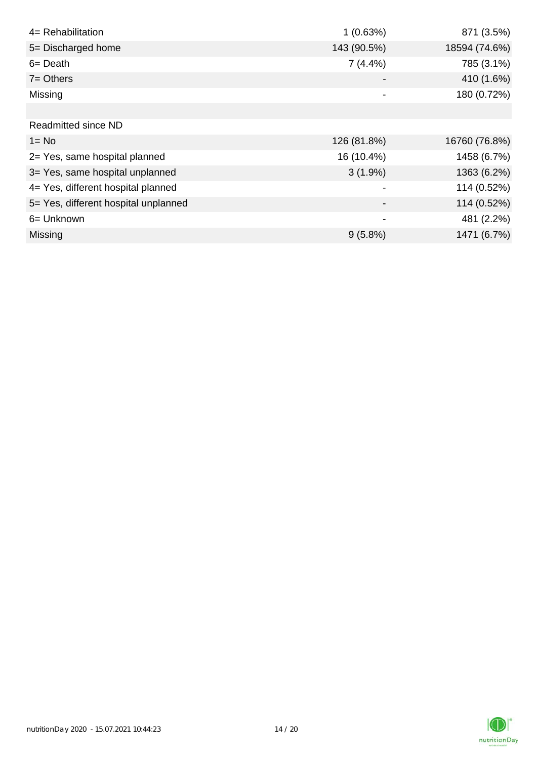| | | |
|---|---|---|
| 4= Rehabilitation | 1 (0.63%) | 871 (3.5%) |
| 5= Discharged home | 143 (90.5%) | 18594 (74.6%) |
| 6= Death | 7 (4.4%) | 785 (3.1%) |
| 7= Others | - | 410 (1.6%) |
| Missing | - | 180 (0.72%) |
| | | |
| Readmitted since ND | | |
| 1= No | 126 (81.8%) | 16760 (76.8%) |
| 2= Yes, same hospital planned | 16 (10.4%) | 1458 (6.7%) |
| 3= Yes, same hospital unplanned | 3 (1.9%) | 1363 (6.2%) |
| 4= Yes, different hospital planned | - | 114 (0.52%) |
| 5= Yes, different hospital unplanned | - | 114 (0.52%) |
| 6= Unknown | - | 481 (2.2%) |
| Missing | 9 (5.8%) | 1471 (6.7%) |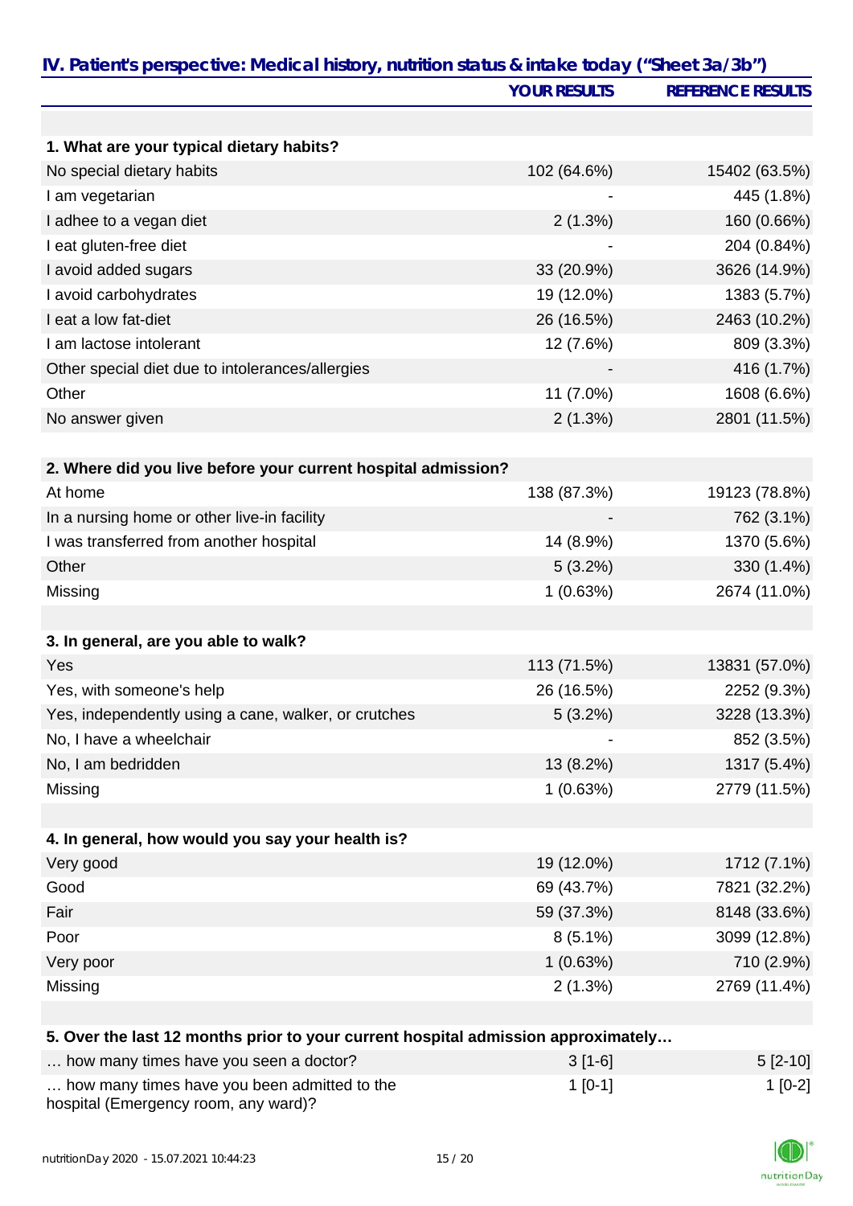## IV. Patient's perspective: Medical history, nutrition status & intake today ("Sheet 3a/3b")

| | YOUR RESULTS | REFERENCE RESULTS |
|---|---|---|
| **1. What are your typical dietary habits?** | | |
| No special dietary habits | 102 (64.6%) | 15402 (63.5%) |
| I am vegetarian | - | 445 (1.8%) |
| I adhee to a vegan diet | 2 (1.3%) | 160 (0.66%) |
| I eat gluten-free diet | - | 204 (0.84%) |
| I avoid added sugars | 33 (20.9%) | 3626 (14.9%) |
| I avoid carbohydrates | 19 (12.0%) | 1383 (5.7%) |
| I eat a low fat-diet | 26 (16.5%) | 2463 (10.2%) |
| I am lactose intolerant | 12 (7.6%) | 809 (3.3%) |
| Other special diet due to intolerances/allergies | - | 416 (1.7%) |
| Other | 11 (7.0%) | 1608 (6.6%) |
| No answer given | 2 (1.3%) | 2801 (11.5%) |
| **2. Where did you live before your current hospital admission?** | | |
| At home | 138 (87.3%) | 19123 (78.8%) |
| In a nursing home or other live-in facility | - | 762 (3.1%) |
| I was transferred from another hospital | 14 (8.9%) | 1370 (5.6%) |
| Other | 5 (3.2%) | 330 (1.4%) |
| Missing | 1 (0.63%) | 2674 (11.0%) |
| **3. In general, are you able to walk?** | | |
| Yes | 113 (71.5%) | 13831 (57.0%) |
| Yes, with someone's help | 26 (16.5%) | 2252 (9.3%) |
| Yes, independently using a cane, walker, or crutches | 5 (3.2%) | 3228 (13.3%) |
| No, I have a wheelchair | - | 852 (3.5%) |
| No, I am bedridden | 13 (8.2%) | 1317 (5.4%) |
| Missing | 1 (0.63%) | 2779 (11.5%) |
| **4. In general, how would you say your health is?** | | |
| Very good | 19 (12.0%) | 1712 (7.1%) |
| Good | 69 (43.7%) | 7821 (32.2%) |
| Fair | 59 (37.3%) | 8148 (33.6%) |
| Poor | 8 (5.1%) | 3099 (12.8%) |
| Very poor | 1 (0.63%) | 710 (2.9%) |
| Missing | 2 (1.3%) | 2769 (11.4%) |
| **5. Over the last 12 months prior to your current hospital admission approximately…** | | |
| … how many times have you seen a doctor? | 3 [1-6] | 5 [2-10] |
| … how many times have you been admitted to the hospital (Emergency room, any ward)? | 1 [0-1] | 1 [0-2] |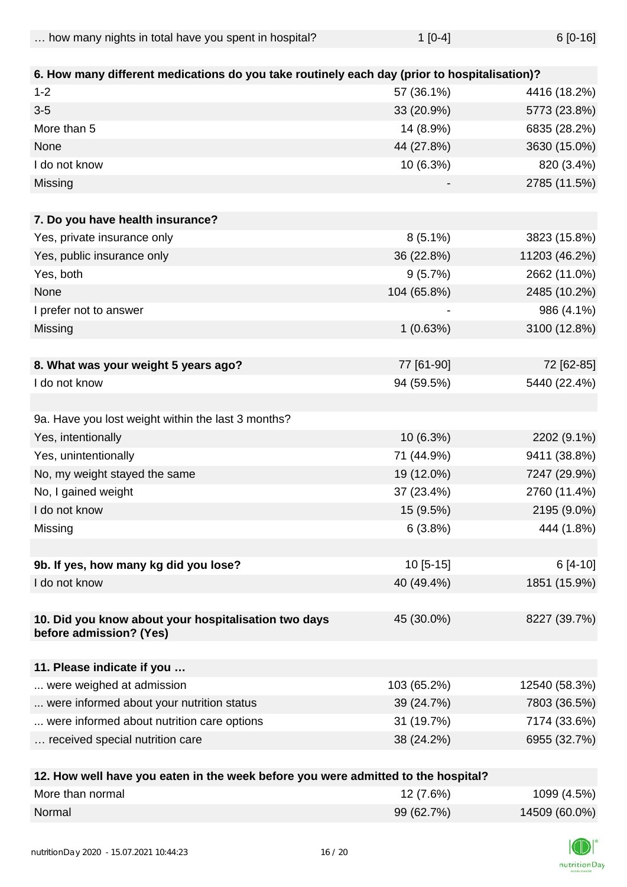| | | |
|---|---|---|
| … how many nights in total have you spent in hospital? | 1 [0-4] | 6 [0-16] |
| | | |
| **6. How many different medications do you take routinely each day (prior to hospitalisation)?** | | |
| 1-2 | 57 (36.1%) | 4416 (18.2%) |
| 3-5 | 33 (20.9%) | 5773 (23.8%) |
| More than 5 | 14 (8.9%) | 6835 (28.2%) |
| None | 44 (27.8%) | 3630 (15.0%) |
| I do not know | 10 (6.3%) | 820 (3.4%) |
| Missing | - | 2785 (11.5%) |
| | | |
| **7. Do you have health insurance?** | | |
| Yes, private insurance only | 8 (5.1%) | 3823 (15.8%) |
| Yes, public insurance only | 36 (22.8%) | 11203 (46.2%) |
| Yes, both | 9 (5.7%) | 2662 (11.0%) |
| None | 104 (65.8%) | 2485 (10.2%) |
| I prefer not to answer | - | 986 (4.1%) |
| Missing | 1 (0.63%) | 3100 (12.8%) |
| | | |
| **8. What was your weight 5 years ago?** | 77 [61-90] | 72 [62-85] |
| I do not know | 94 (59.5%) | 5440 (22.4%) |
| | | |
| 9a. Have you lost weight within the last 3 months? | | |
| Yes, intentionally | 10 (6.3%) | 2202 (9.1%) |
| Yes, unintentionally | 71 (44.9%) | 9411 (38.8%) |
| No, my weight stayed the same | 19 (12.0%) | 7247 (29.9%) |
| No, I gained weight | 37 (23.4%) | 2760 (11.4%) |
| I do not know | 15 (9.5%) | 2195 (9.0%) |
| Missing | 6 (3.8%) | 444 (1.8%) |
| | | |
| **9b. If yes, how many kg did you lose?** | 10 [5-15] | 6 [4-10] |
| I do not know | 40 (49.4%) | 1851 (15.9%) |
| | | |
| **10. Did you know about your hospitalisation two days before admission? (Yes)** | 45 (30.0%) | 8227 (39.7%) |
| | | |
| **11. Please indicate if you …** | | |
| ... were weighed at admission | 103 (65.2%) | 12540 (58.3%) |
| ... were informed about your nutrition status | 39 (24.7%) | 7803 (36.5%) |
| ... were informed about nutrition care options | 31 (19.7%) | 7174 (33.6%) |
| … received special nutrition care | 38 (24.2%) | 6955 (32.7%) |
| | | |
| **12. How well have you eaten in the week before you were admitted to the hospital?** | | |
| More than normal | 12 (7.6%) | 1099 (4.5%) |
| Normal | 99 (62.7%) | 14509 (60.0%) |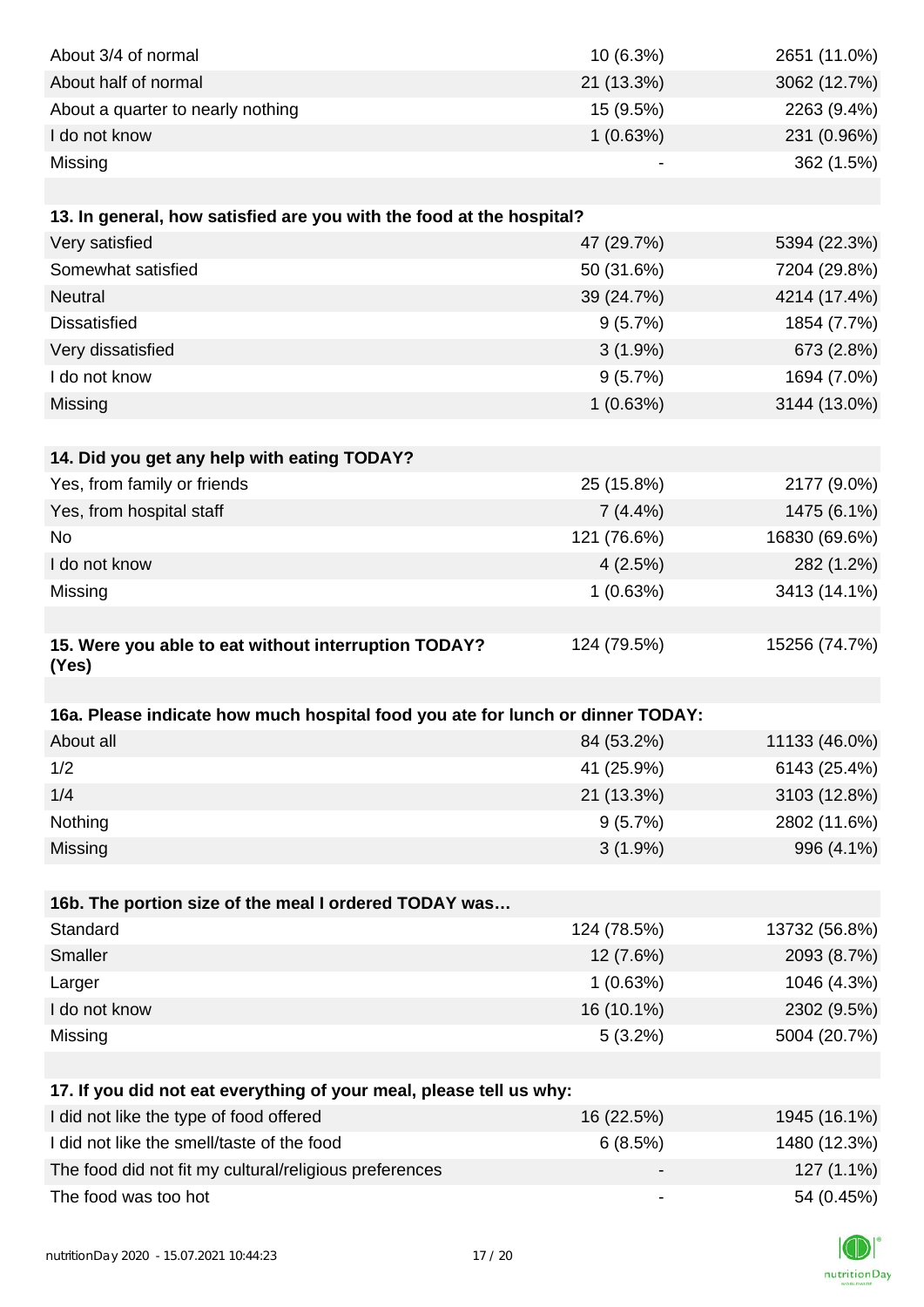| | | |
|---|---|---|
| About 3/4 of normal | 10 (6.3%) | 2651 (11.0%) |
| About half of normal | 21 (13.3%) | 3062 (12.7%) |
| About a quarter to nearly nothing | 15 (9.5%) | 2263 (9.4%) |
| I do not know | 1 (0.63%) | 231 (0.96%) |
| Missing | - | 362 (1.5%) |

| **13. In general, how satisfied are you with the food at the hospital?** | | |
|---|---|---|
| Very satisfied | 47 (29.7%) | 5394 (22.3%) |
| Somewhat satisfied | 50 (31.6%) | 7204 (29.8%) |
| Neutral | 39 (24.7%) | 4214 (17.4%) |
| Dissatisfied | 9 (5.7%) | 1854 (7.7%) |
| Very dissatisfied | 3 (1.9%) | 673 (2.8%) |
| I do not know | 9 (5.7%) | 1694 (7.0%) |
| Missing | 1 (0.63%) | 3144 (13.0%) |

| **14. Did you get any help with eating TODAY?** | | |
|---|---|---|
| Yes, from family or friends | 25 (15.8%) | 2177 (9.0%) |
| Yes, from hospital staff | 7 (4.4%) | 1475 (6.1%) |
| No | 121 (76.6%) | 16830 (69.6%) |
| I do not know | 4 (2.5%) | 282 (1.2%) |
| Missing | 1 (0.63%) | 3413 (14.1%) |

| **15. Were you able to eat without interruption TODAY? (Yes)** | 124 (79.5%) | 15256 (74.7%) |
|---|---|---|

| **16a. Please indicate how much hospital food you ate for lunch or dinner TODAY:** | | |
|---|---|---|
| About all | 84 (53.2%) | 11133 (46.0%) |
| 1/2 | 41 (25.9%) | 6143 (25.4%) |
| 1/4 | 21 (13.3%) | 3103 (12.8%) |
| Nothing | 9 (5.7%) | 2802 (11.6%) |
| Missing | 3 (1.9%) | 996 (4.1%) |

| **16b. The portion size of the meal I ordered TODAY was…** | | |
|---|---|---|
| Standard | 124 (78.5%) | 13732 (56.8%) |
| Smaller | 12 (7.6%) | 2093 (8.7%) |
| Larger | 1 (0.63%) | 1046 (4.3%) |
| I do not know | 16 (10.1%) | 2302 (9.5%) |
| Missing | 5 (3.2%) | 5004 (20.7%) |

| **17. If you did not eat everything of your meal, please tell us why:** | | |
|---|---|---|
| I did not like the type of food offered | 16 (22.5%) | 1945 (16.1%) |
| I did not like the smell/taste of the food | 6 (8.5%) | 1480 (12.3%) |
| The food did not fit my cultural/religious preferences | - | 127 (1.1%) |
| The food was too hot | - | 54 (0.45%) |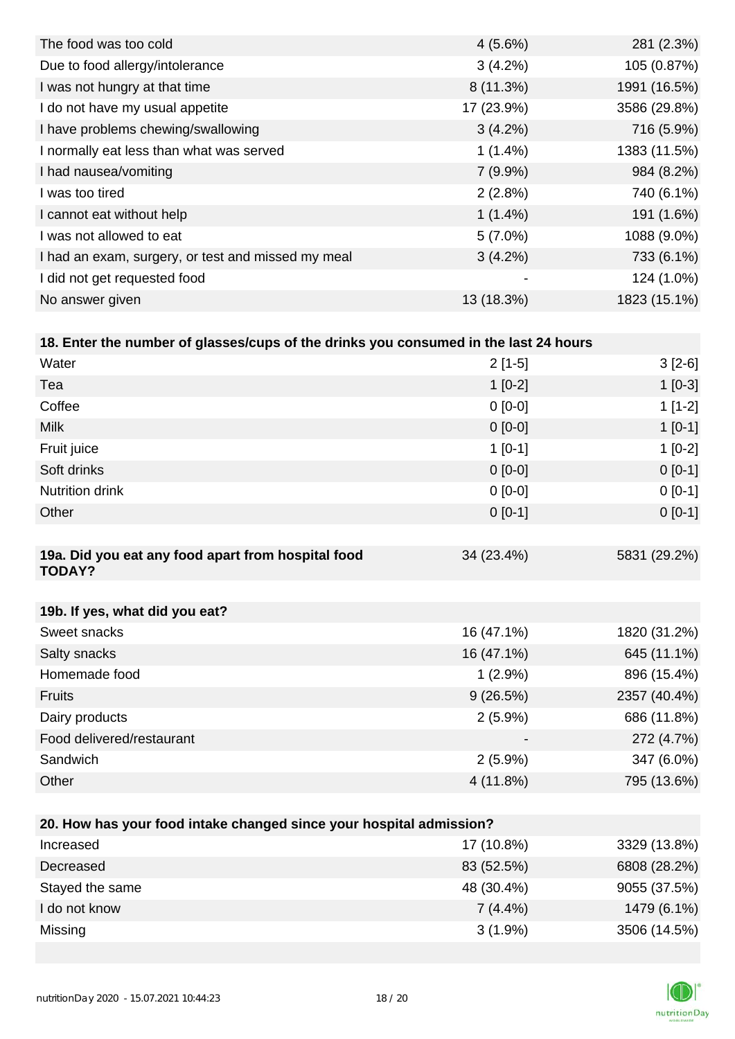| | | |
|---|---|---|
| The food was too cold | 4 (5.6%) | 281 (2.3%) |
| Due to food allergy/intolerance | 3 (4.2%) | 105 (0.87%) |
| I was not hungry at that time | 8 (11.3%) | 1991 (16.5%) |
| I do not have my usual appetite | 17 (23.9%) | 3586 (29.8%) |
| I have problems chewing/swallowing | 3 (4.2%) | 716 (5.9%) |
| I normally eat less than what was served | 1 (1.4%) | 1383 (11.5%) |
| I had nausea/vomiting | 7 (9.9%) | 984 (8.2%) |
| I was too tired | 2 (2.8%) | 740 (6.1%) |
| I cannot eat without help | 1 (1.4%) | 191 (1.6%) |
| I was not allowed to eat | 5 (7.0%) | 1088 (9.0%) |
| I had an exam, surgery, or test and missed my meal | 3 (4.2%) | 733 (6.1%) |
| I did not get requested food | - | 124 (1.0%) |
| No answer given | 13 (18.3%) | 1823 (15.1%) |

| 18. Enter the number of glasses/cups of the drinks you consumed in the last 24 hours | | |
|---|---|---|
| Water | 2 [1-5] | 3 [2-6] |
| Tea | 1 [0-2] | 1 [0-3] |
| Coffee | 0 [0-0] | 1 [1-2] |
| Milk | 0 [0-0] | 1 [0-1] |
| Fruit juice | 1 [0-1] | 1 [0-2] |
| Soft drinks | 0 [0-0] | 0 [0-1] |
| Nutrition drink | 0 [0-0] | 0 [0-1] |
| Other | 0 [0-1] | 0 [0-1] |

| 19a. Did you eat any food apart from hospital food TODAY? | 34 (23.4%) | 5831 (29.2%) |
|---|---|---|

| 19b. If yes, what did you eat? | | |
|---|---|---|
| Sweet snacks | 16 (47.1%) | 1820 (31.2%) |
| Salty snacks | 16 (47.1%) | 645 (11.1%) |
| Homemade food | 1 (2.9%) | 896 (15.4%) |
| Fruits | 9 (26.5%) | 2357 (40.4%) |
| Dairy products | 2 (5.9%) | 686 (11.8%) |
| Food delivered/restaurant | - | 272 (4.7%) |
| Sandwich | 2 (5.9%) | 347 (6.0%) |
| Other | 4 (11.8%) | 795 (13.6%) |

| 20. How has your food intake changed since your hospital admission? | | |
|---|---|---|
| Increased | 17 (10.8%) | 3329 (13.8%) |
| Decreased | 83 (52.5%) | 6808 (28.2%) |
| Stayed the same | 48 (30.4%) | 9055 (37.5%) |
| I do not know | 7 (4.4%) | 1479 (6.1%) |
| Missing | 3 (1.9%) | 3506 (14.5%) |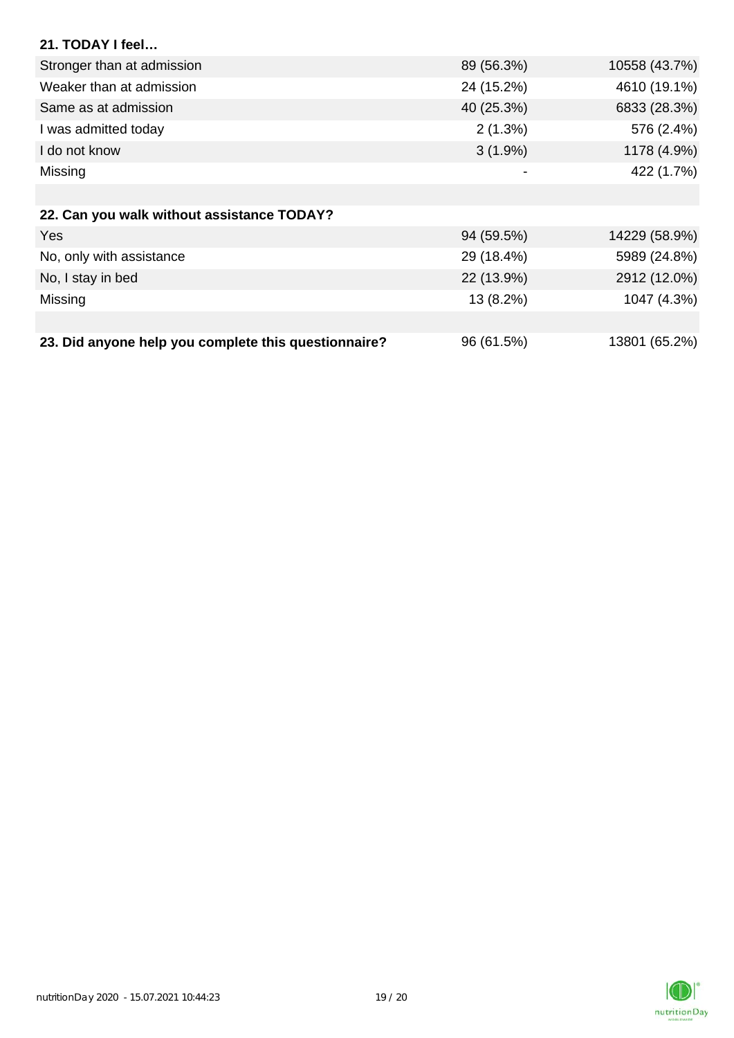| **21. TODAY I feel…** | | |
|---|---|---|
| Stronger than at admission | 89 (56.3%) | 10558 (43.7%) |
| Weaker than at admission | 24 (15.2%) | 4610 (19.1%) |
| Same as at admission | 40 (25.3%) | 6833 (28.3%) |
| I was admitted today | 2 (1.3%) | 576 (2.4%) |
| I do not know | 3 (1.9%) | 1178 (4.9%) |
| Missing | - | 422 (1.7%) |

| **22. Can you walk without assistance TODAY?** | | |
|---|---|---|
| Yes | 94 (59.5%) | 14229 (58.9%) |
| No, only with assistance | 29 (18.4%) | 5989 (24.8%) |
| No, I stay in bed | 22 (13.9%) | 2912 (12.0%) |
| Missing | 13 (8.2%) | 1047 (4.3%) |

| **23. Did anyone help you complete this questionnaire?** | 96 (61.5%) | 13801 (65.2%) |
|---|---|---|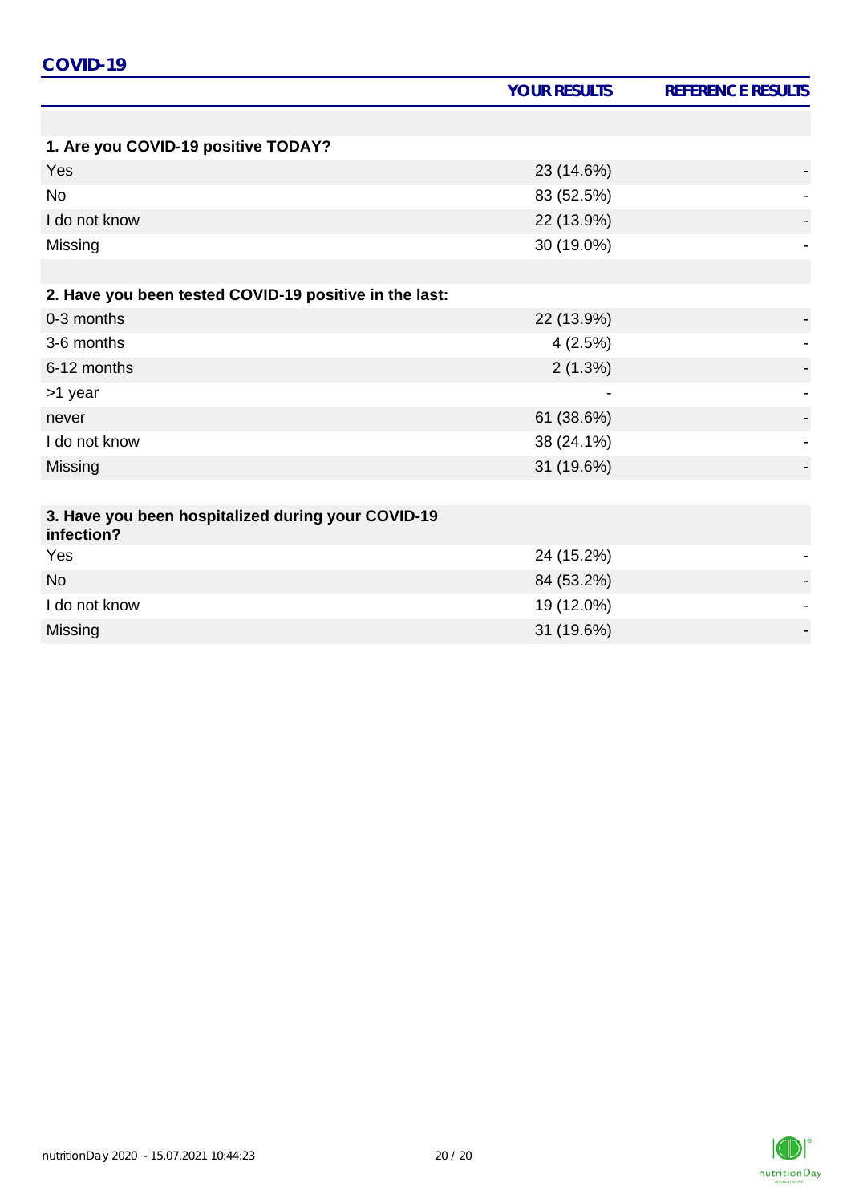## COVID-19

| | YOUR RESULTS | REFERENCE RESULTS |
|---|---|---|
| **1. Are you COVID-19 positive TODAY?** | | |
| Yes | 23 (14.6%) | - |
| No | 83 (52.5%) | - |
| I do not know | 22 (13.9%) | - |
| Missing | 30 (19.0%) | - |
| **2. Have you been tested COVID-19 positive in the last:** | | |
| 0-3 months | 22 (13.9%) | - |
| 3-6 months | 4 (2.5%) | - |
| 6-12 months | 2 (1.3%) | - |
| >1 year | - | - |
| never | 61 (38.6%) | - |
| I do not know | 38 (24.1%) | - |
| Missing | 31 (19.6%) | - |
| **3. Have you been hospitalized during your COVID-19 infection?** | | |
| Yes | 24 (15.2%) | - |
| No | 84 (53.2%) | - |
| I do not know | 19 (12.0%) | - |
| Missing | 31 (19.6%) | - |